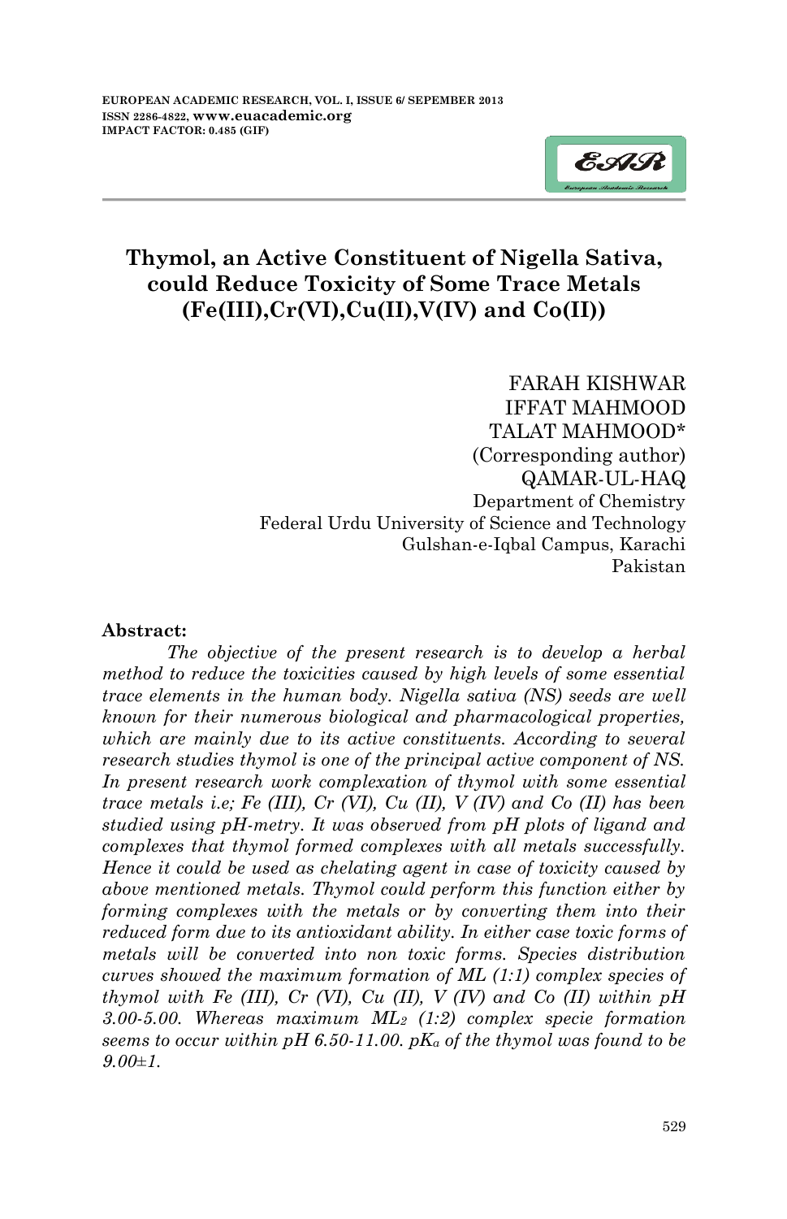# Thymol, an Active Constituent of Nigella Sativa, could Reduce Toxicity of Some Trace Metals (Fe(III),Cr(VI),Cu(II),V(IV) and Co(II))

FARAH KISHWAR
IFFAT MAHMOOD
TALAT MAHMOOD*
(Corresponding author)
QAMAR-UL-HAQ
Department of Chemistry
Federal Urdu University of Science and Technology
Gulshan-e-Iqbal Campus, Karachi
Pakistan

**Abstract:**

*The objective of the present research is to develop a herbal method to reduce the toxicities caused by high levels of some essential trace elements in the human body. Nigella sativa (NS) seeds are well known for their numerous biological and pharmacological properties, which are mainly due to its active constituents. According to several research studies thymol is one of the principal active component of NS. In present research work complexation of thymol with some essential trace metals i.e; Fe (III), Cr (VI), Cu (II), V (IV) and Co (II) has been studied using pH-metry. It was observed from pH plots of ligand and complexes that thymol formed complexes with all metals successfully. Hence it could be used as chelating agent in case of toxicity caused by above mentioned metals. Thymol could perform this function either by forming complexes with the metals or by converting them into their reduced form due to its antioxidant ability. In either case toxic forms of metals will be converted into non toxic forms. Species distribution curves showed the maximum formation of ML (1:1) complex species of thymol with Fe (III), Cr (VI), Cu (II), V (IV) and Co (II) within pH 3.00-5.00. Whereas maximum $ML_2$ (1:2) complex specie formation seems to occur within pH 6.50-11.00. $pK_a$ of the thymol was found to be 9.00±1.*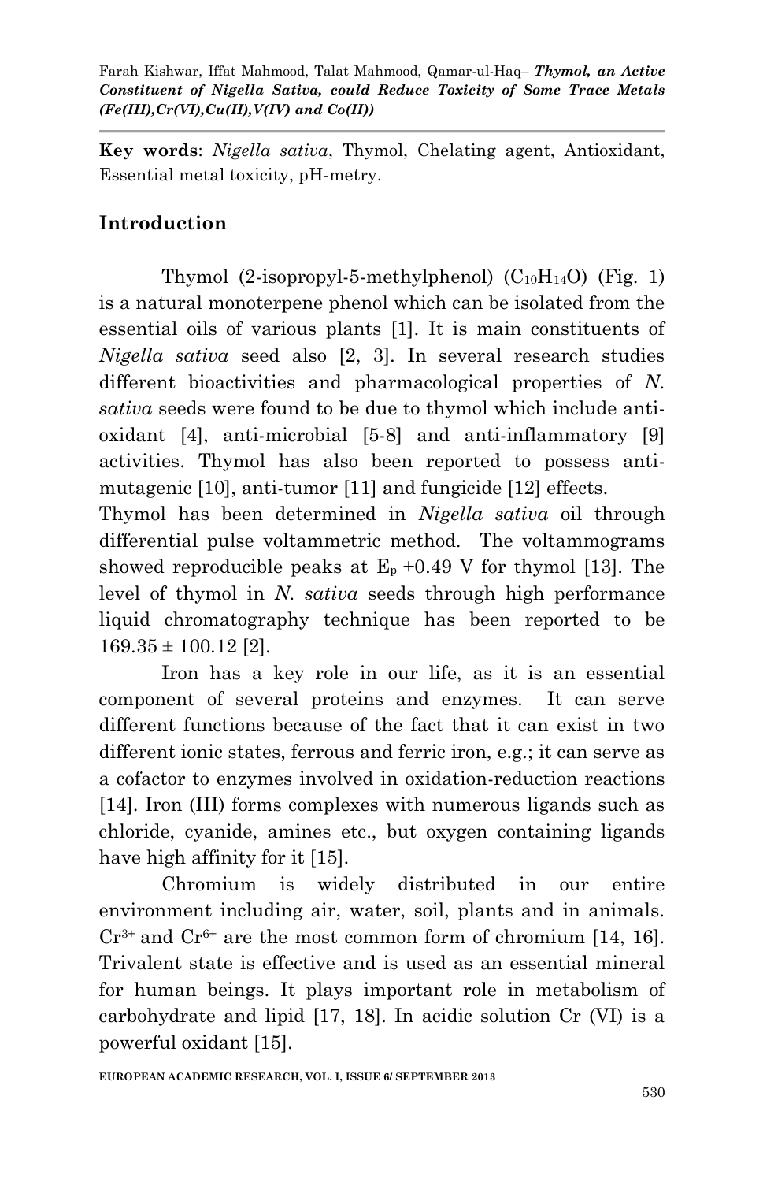**Key words**: *Nigella sativa*, Thymol, Chelating agent, Antioxidant, Essential metal toxicity, pH-metry.

## Introduction

Thymol (2-isopropyl-5-methylphenol) ($C_{10}H_{14}O$) (Fig. 1) is a natural monoterpene phenol which can be isolated from the essential oils of various plants [1]. It is main constituents of *Nigella sativa* seed also [2, 3]. In several research studies different bioactivities and pharmacological properties of *N. sativa* seeds were found to be due to thymol which include anti-oxidant [4], anti-microbial [5-8] and anti-inflammatory [9] activities. Thymol has also been reported to possess anti-mutagenic [10], anti-tumor [11] and fungicide [12] effects.

Thymol has been determined in *Nigella sativa* oil through differential pulse voltammetric method. The voltammograms showed reproducible peaks at $E_p$ +0.49 V for thymol [13]. The level of thymol in *N. sativa* seeds through high performance liquid chromatography technique has been reported to be $169.35 \pm 100.12$ [2].

Iron has a key role in our life, as it is an essential component of several proteins and enzymes. It can serve different functions because of the fact that it can exist in two different ionic states, ferrous and ferric iron, e.g.; it can serve as a cofactor to enzymes involved in oxidation-reduction reactions [14]. Iron (III) forms complexes with numerous ligands such as chloride, cyanide, amines etc., but oxygen containing ligands have high affinity for it [15].

Chromium is widely distributed in our entire environment including air, water, soil, plants and in animals. $Cr^{3+}$ and $Cr^{6+}$ are the most common form of chromium [14, 16]. Trivalent state is effective and is used as an essential mineral for human beings. It plays important role in metabolism of carbohydrate and lipid [17, 18]. In acidic solution Cr (VI) is a powerful oxidant [15].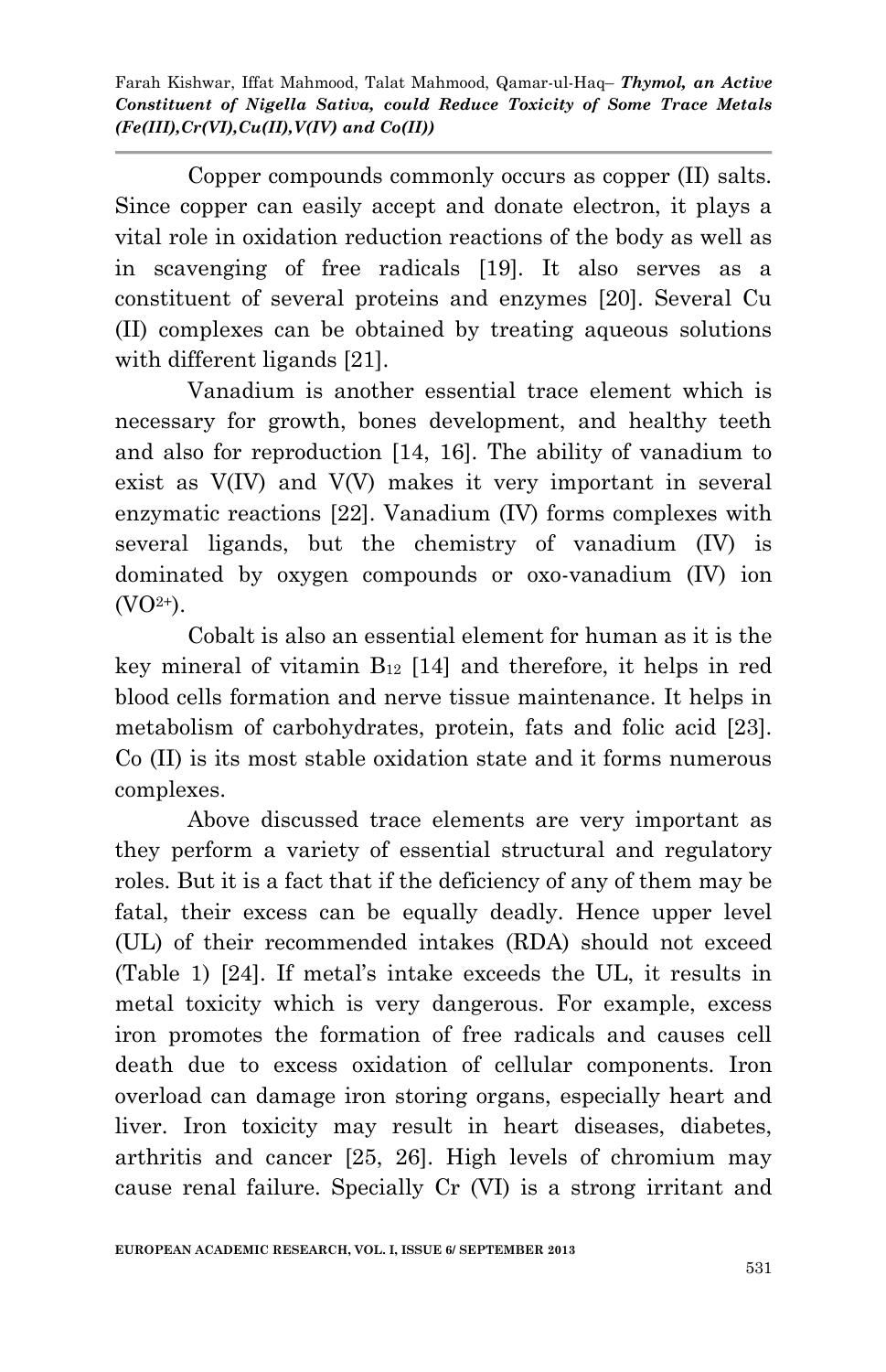Copper compounds commonly occurs as copper (II) salts. Since copper can easily accept and donate electron, it plays a vital role in oxidation reduction reactions of the body as well as in scavenging of free radicals [19]. It also serves as a constituent of several proteins and enzymes [20]. Several Cu (II) complexes can be obtained by treating aqueous solutions with different ligands [21].

Vanadium is another essential trace element which is necessary for growth, bones development, and healthy teeth and also for reproduction [14, 16]. The ability of vanadium to exist as V(IV) and V(V) makes it very important in several enzymatic reactions [22]. Vanadium (IV) forms complexes with several ligands, but the chemistry of vanadium (IV) is dominated by oxygen compounds or oxo-vanadium (IV) ion ($VO^{2+}$).

Cobalt is also an essential element for human as it is the key mineral of vitamin $B_{12}$ [14] and therefore, it helps in red blood cells formation and nerve tissue maintenance. It helps in metabolism of carbohydrates, protein, fats and folic acid [23]. Co (II) is its most stable oxidation state and it forms numerous complexes.

Above discussed trace elements are very important as they perform a variety of essential structural and regulatory roles. But it is a fact that if the deficiency of any of them may be fatal, their excess can be equally deadly. Hence upper level (UL) of their recommended intakes (RDA) should not exceed (Table 1) [24]. If metal's intake exceeds the UL, it results in metal toxicity which is very dangerous. For example, excess iron promotes the formation of free radicals and causes cell death due to excess oxidation of cellular components. Iron overload can damage iron storing organs, especially heart and liver. Iron toxicity may result in heart diseases, diabetes, arthritis and cancer [25, 26]. High levels of chromium may cause renal failure. Specially Cr (VI) is a strong irritant and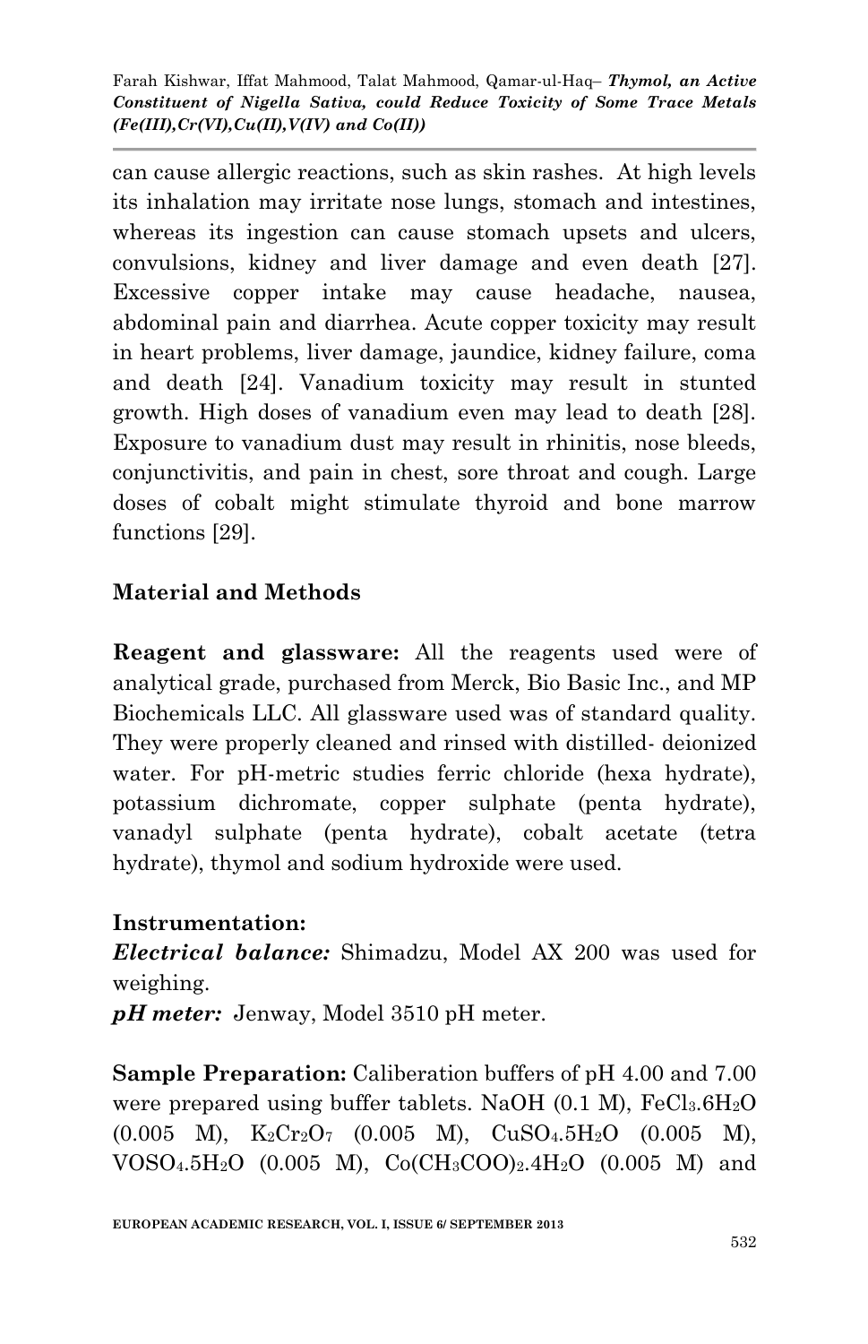can cause allergic reactions, such as skin rashes. At high levels its inhalation may irritate nose lungs, stomach and intestines, whereas its ingestion can cause stomach upsets and ulcers, convulsions, kidney and liver damage and even death [27]. Excessive copper intake may cause headache, nausea, abdominal pain and diarrhea. Acute copper toxicity may result in heart problems, liver damage, jaundice, kidney failure, coma and death [24]. Vanadium toxicity may result in stunted growth. High doses of vanadium even may lead to death [28]. Exposure to vanadium dust may result in rhinitis, nose bleeds, conjunctivitis, and pain in chest, sore throat and cough. Large doses of cobalt might stimulate thyroid and bone marrow functions [29].

## Material and Methods

**Reagent and glassware:** All the reagents used were of analytical grade, purchased from Merck, Bio Basic Inc., and MP Biochemicals LLC. All glassware used was of standard quality. They were properly cleaned and rinsed with distilled- deionized water. For pH-metric studies ferric chloride (hexa hydrate), potassium dichromate, copper sulphate (penta hydrate), vanadyl sulphate (penta hydrate), cobalt acetate (tetra hydrate), thymol and sodium hydroxide were used.

**Instrumentation:**

***Electrical balance:*** Shimadzu, Model AX 200 was used for weighing.

***pH meter:*** Jenway, Model 3510 pH meter.

**Sample Preparation:** Caliberation buffers of pH 4.00 and 7.00 were prepared using buffer tablets. NaOH (0.1 M), $FeCl_3.6H_2O$ (0.005 M), $K_2Cr_2O_7$ (0.005 M), $CuSO_4.5H_2O$ (0.005 M), $VOSO_4.5H_2O$ (0.005 M), $Co(CH_3COO)_2.4H_2O$ (0.005 M) and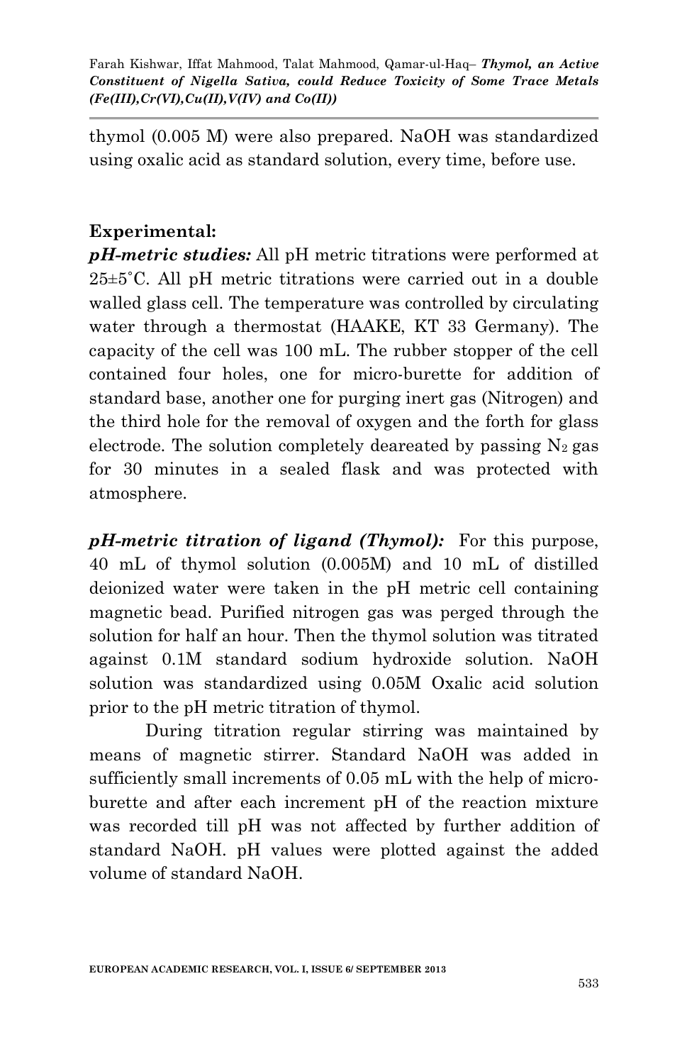thymol (0.005 M) were also prepared. NaOH was standardized using oxalic acid as standard solution, every time, before use.

## Experimental:

***pH-metric studies:*** All pH metric titrations were performed at 25±5˚C. All pH metric titrations were carried out in a double walled glass cell. The temperature was controlled by circulating water through a thermostat (HAAKE, KT 33 Germany). The capacity of the cell was 100 mL. The rubber stopper of the cell contained four holes, one for micro-burette for addition of standard base, another one for purging inert gas (Nitrogen) and the third hole for the removal of oxygen and the forth for glass electrode. The solution completely deareated by passing $N_2$ gas for 30 minutes in a sealed flask and was protected with atmosphere.

***pH-metric titration of ligand (Thymol):*** For this purpose, 40 mL of thymol solution (0.005M) and 10 mL of distilled deionized water were taken in the pH metric cell containing magnetic bead. Purified nitrogen gas was perged through the solution for half an hour. Then the thymol solution was titrated against 0.1M standard sodium hydroxide solution. NaOH solution was standardized using 0.05M Oxalic acid solution prior to the pH metric titration of thymol.

During titration regular stirring was maintained by means of magnetic stirrer. Standard NaOH was added in sufficiently small increments of 0.05 mL with the help of micro-burette and after each increment pH of the reaction mixture was recorded till pH was not affected by further addition of standard NaOH. pH values were plotted against the added volume of standard NaOH.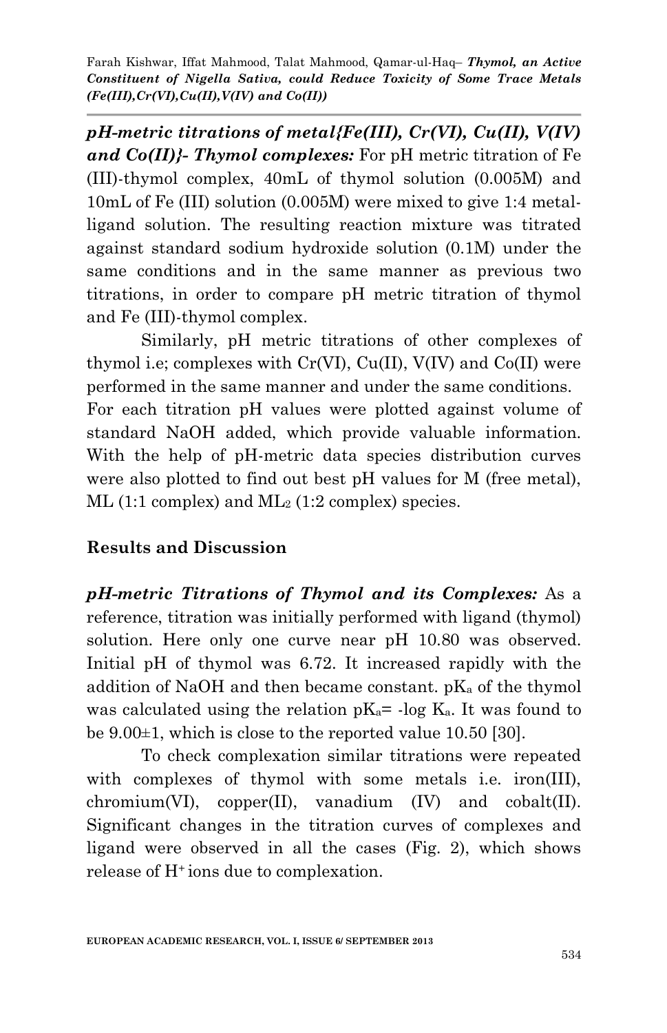***pH-metric titrations of metal{Fe(III), Cr(VI), Cu(II), V(IV) and Co(II)}- Thymol complexes:*** For pH metric titration of Fe (III)-thymol complex, 40mL of thymol solution (0.005M) and 10mL of Fe (III) solution (0.005M) were mixed to give 1:4 metal-ligand solution. The resulting reaction mixture was titrated against standard sodium hydroxide solution (0.1M) under the same conditions and in the same manner as previous two titrations, in order to compare pH metric titration of thymol and Fe (III)-thymol complex.

Similarly, pH metric titrations of other complexes of thymol i.e; complexes with Cr(VI), Cu(II), V(IV) and Co(II) were performed in the same manner and under the same conditions. For each titration pH values were plotted against volume of standard NaOH added, which provide valuable information. With the help of pH-metric data species distribution curves were also plotted to find out best pH values for M (free metal), ML (1:1 complex) and $ML_2$ (1:2 complex) species.

## Results and Discussion

***pH-metric Titrations of Thymol and its Complexes:*** As a reference, titration was initially performed with ligand (thymol) solution. Here only one curve near pH 10.80 was observed. Initial pH of thymol was 6.72. It increased rapidly with the addition of NaOH and then became constant. $pK_a$ of the thymol was calculated using the relation $pK_a = -\log K_a$. It was found to be 9.00±1, which is close to the reported value 10.50 [30].

To check complexation similar titrations were repeated with complexes of thymol with some metals i.e. iron(III), chromium(VI), copper(II), vanadium (IV) and cobalt(II). Significant changes in the titration curves of complexes and ligand were observed in all the cases (Fig. 2), which shows release of $H^+$ ions due to complexation.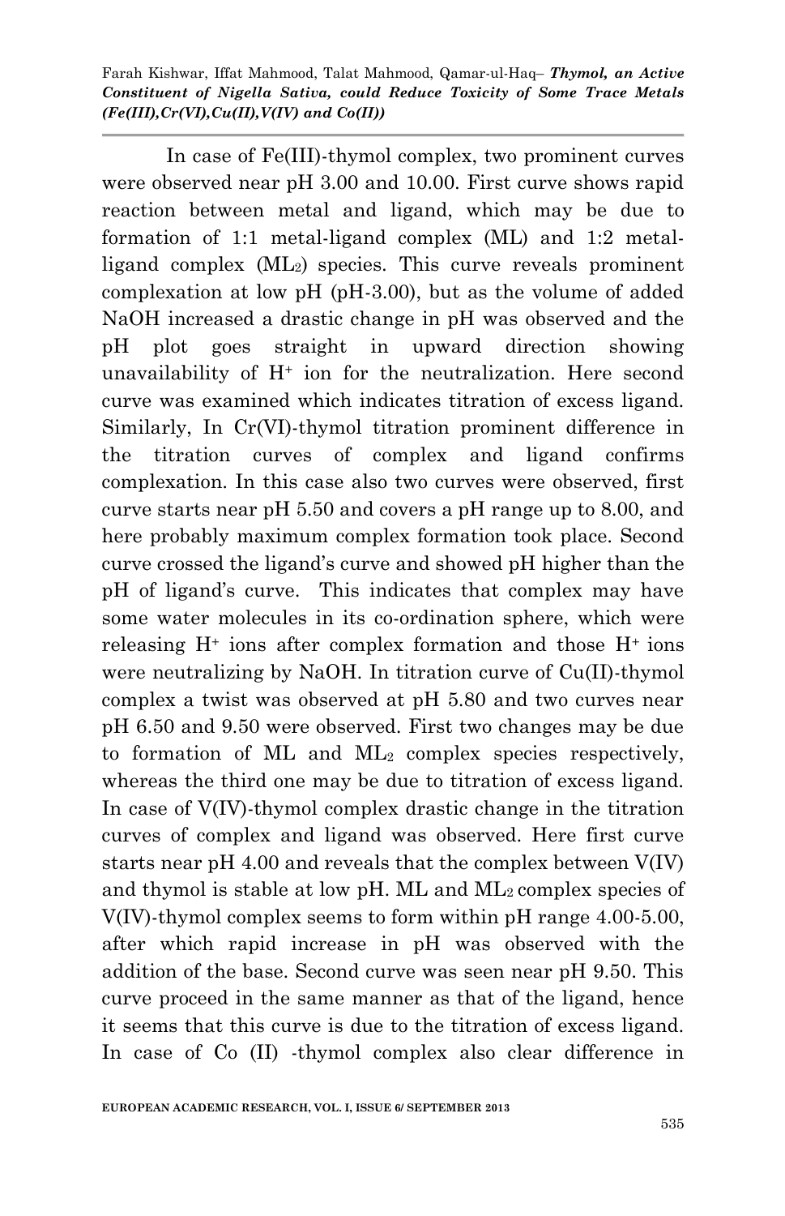In case of Fe(III)-thymol complex, two prominent curves were observed near pH 3.00 and 10.00. First curve shows rapid reaction between metal and ligand, which may be due to formation of 1:1 metal-ligand complex (ML) and 1:2 metal-ligand complex ($ML_2$) species. This curve reveals prominent complexation at low pH (pH-3.00), but as the volume of added NaOH increased a drastic change in pH was observed and the pH plot goes straight in upward direction showing unavailability of $H^+$ ion for the neutralization. Here second curve was examined which indicates titration of excess ligand. Similarly, In Cr(VI)-thymol titration prominent difference in the titration curves of complex and ligand confirms complexation. In this case also two curves were observed, first curve starts near pH 5.50 and covers a pH range up to 8.00, and here probably maximum complex formation took place. Second curve crossed the ligand's curve and showed pH higher than the pH of ligand's curve. This indicates that complex may have some water molecules in its co-ordination sphere, which were releasing $H^+$ ions after complex formation and those $H^+$ ions were neutralizing by NaOH. In titration curve of Cu(II)-thymol complex a twist was observed at pH 5.80 and two curves near pH 6.50 and 9.50 were observed. First two changes may be due to formation of ML and $ML_2$ complex species respectively, whereas the third one may be due to titration of excess ligand. In case of V(IV)-thymol complex drastic change in the titration curves of complex and ligand was observed. Here first curve starts near pH 4.00 and reveals that the complex between V(IV) and thymol is stable at low pH. ML and $ML_2$ complex species of V(IV)-thymol complex seems to form within pH range 4.00-5.00, after which rapid increase in pH was observed with the addition of the base. Second curve was seen near pH 9.50. This curve proceed in the same manner as that of the ligand, hence it seems that this curve is due to the titration of excess ligand. In case of Co (II) -thymol complex also clear difference in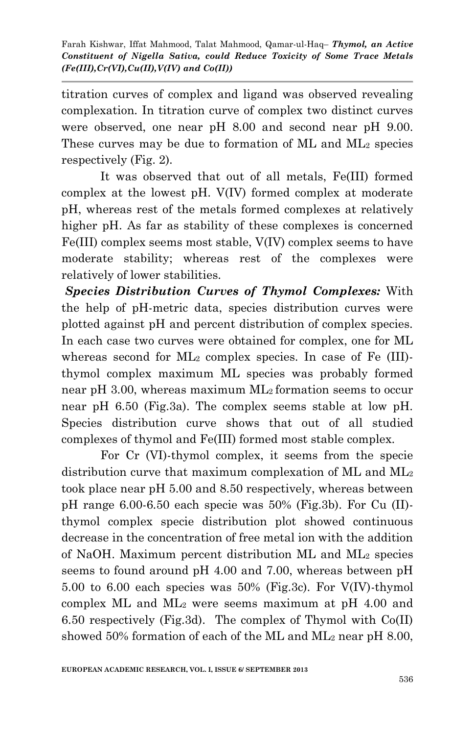titration curves of complex and ligand was observed revealing complexation. In titration curve of complex two distinct curves were observed, one near pH 8.00 and second near pH 9.00. These curves may be due to formation of ML and $ML_2$ species respectively (Fig. 2).

It was observed that out of all metals, Fe(III) formed complex at the lowest pH. V(IV) formed complex at moderate pH, whereas rest of the metals formed complexes at relatively higher pH. As far as stability of these complexes is concerned Fe(III) complex seems most stable, V(IV) complex seems to have moderate stability; whereas rest of the complexes were relatively of lower stabilities.

***Species Distribution Curves of Thymol Complexes:*** With the help of pH-metric data, species distribution curves were plotted against pH and percent distribution of complex species. In each case two curves were obtained for complex, one for ML whereas second for $ML_2$ complex species. In case of Fe (III)-thymol complex maximum ML species was probably formed near pH 3.00, whereas maximum $ML_2$ formation seems to occur near pH 6.50 (Fig.3a). The complex seems stable at low pH. Species distribution curve shows that out of all studied complexes of thymol and Fe(III) formed most stable complex.

For Cr (VI)-thymol complex, it seems from the specie distribution curve that maximum complexation of ML and $ML_2$ took place near pH 5.00 and 8.50 respectively, whereas between pH range 6.00-6.50 each specie was 50% (Fig.3b). For Cu (II)-thymol complex specie distribution plot showed continuous decrease in the concentration of free metal ion with the addition of NaOH. Maximum percent distribution ML and $ML_2$ species seems to found around pH 4.00 and 7.00, whereas between pH 5.00 to 6.00 each species was 50% (Fig.3c). For V(IV)-thymol complex ML and $ML_2$ were seems maximum at pH 4.00 and 6.50 respectively (Fig.3d). The complex of Thymol with Co(II) showed 50% formation of each of the ML and $ML_2$ near pH 8.00,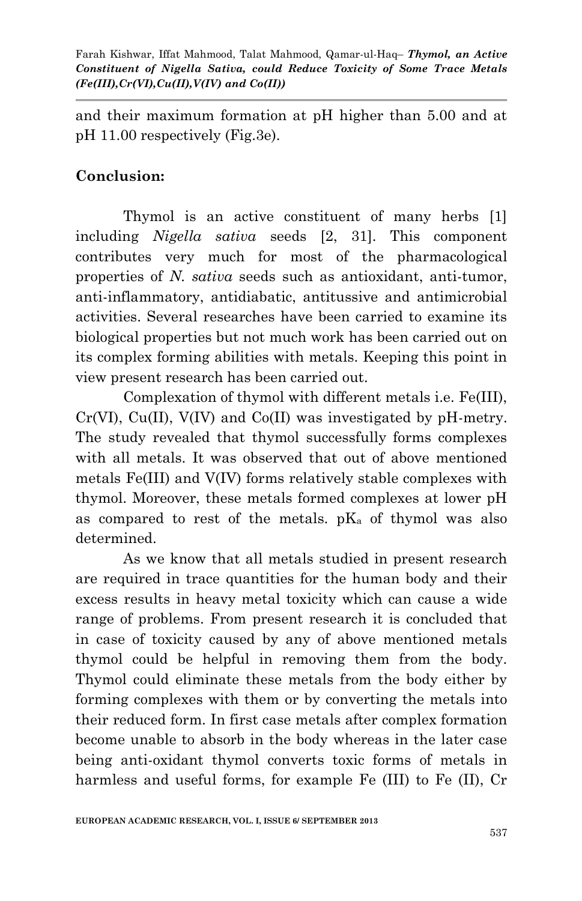and their maximum formation at pH higher than 5.00 and at pH 11.00 respectively (Fig.3e).

## Conclusion:

Thymol is an active constituent of many herbs [1] including *Nigella sativa* seeds [2, 31]. This component contributes very much for most of the pharmacological properties of *N. sativa* seeds such as antioxidant, anti-tumor, anti-inflammatory, antidiabatic, antitussive and antimicrobial activities. Several researches have been carried to examine its biological properties but not much work has been carried out on its complex forming abilities with metals. Keeping this point in view present research has been carried out.

Complexation of thymol with different metals i.e. Fe(III), Cr(VI), Cu(II), V(IV) and Co(II) was investigated by pH-metry. The study revealed that thymol successfully forms complexes with all metals. It was observed that out of above mentioned metals Fe(III) and V(IV) forms relatively stable complexes with thymol. Moreover, these metals formed complexes at lower pH as compared to rest of the metals. $pK_a$ of thymol was also determined.

As we know that all metals studied in present research are required in trace quantities for the human body and their excess results in heavy metal toxicity which can cause a wide range of problems. From present research it is concluded that in case of toxicity caused by any of above mentioned metals thymol could be helpful in removing them from the body. Thymol could eliminate these metals from the body either by forming complexes with them or by converting the metals into their reduced form. In first case metals after complex formation become unable to absorb in the body whereas in the later case being anti-oxidant thymol converts toxic forms of metals in harmless and useful forms, for example Fe (III) to Fe (II), Cr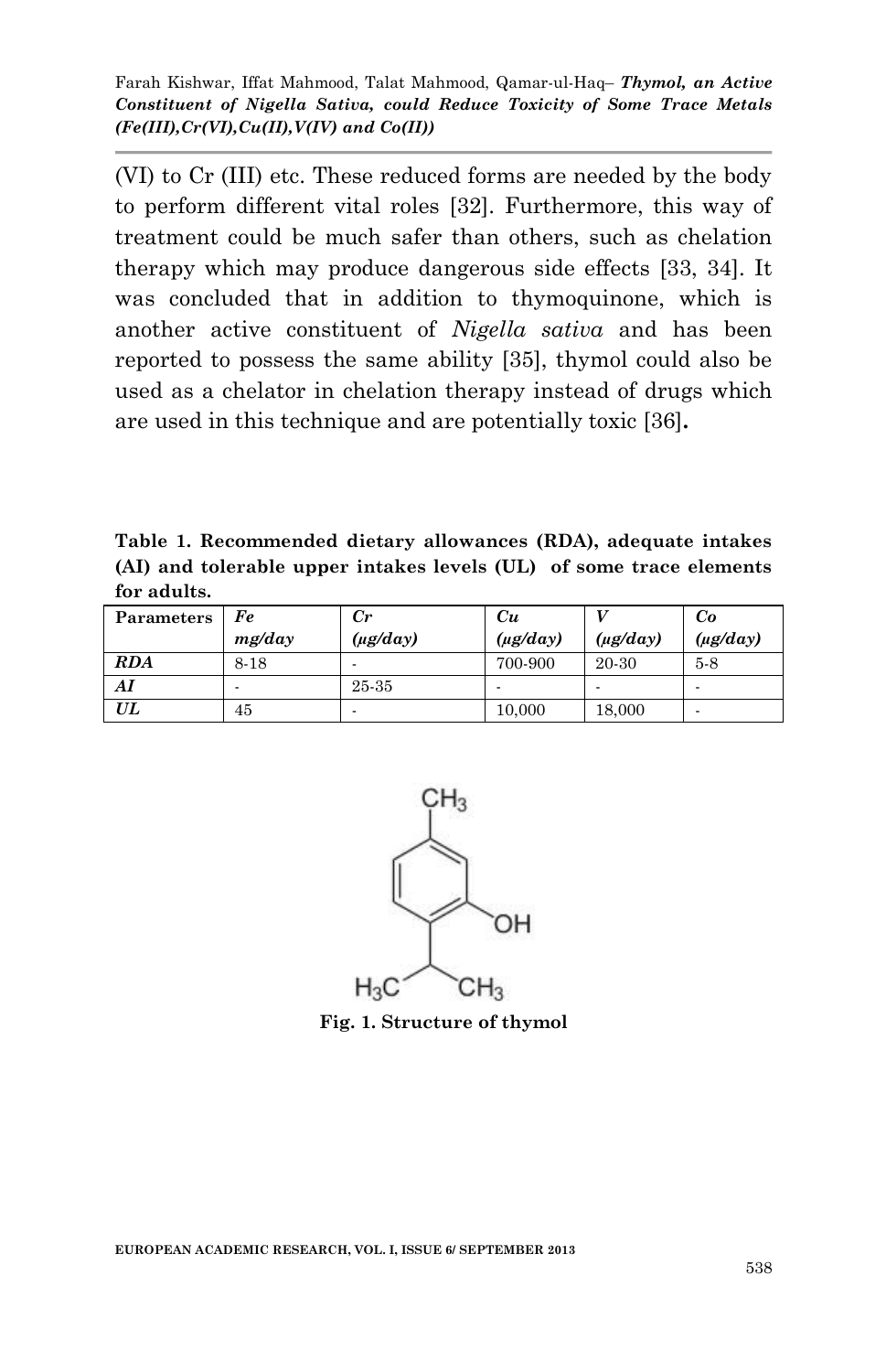(VI) to Cr (III) etc. These reduced forms are needed by the body to perform different vital roles [32]. Furthermore, this way of treatment could be much safer than others, such as chelation therapy which may produce dangerous side effects [33, 34]. It was concluded that in addition to thymoquinone, which is another active constituent of *Nigella sativa* and has been reported to possess the same ability [35], thymol could also be used as a chelator in chelation therapy instead of drugs which are used in this technique and are potentially toxic [36]**.**

**Table 1. Recommended dietary allowances (RDA), adequate intakes (AI) and tolerable upper intakes levels (UL) of some trace elements for adults.**

| Parameters | *Fe mg/day* | *Cr (μg/day)* | *Cu (μg/day)* | *V (μg/day)* | *Co (μg/day)* |
|---|---|---|---|---|---|
| ***RDA*** | 8-18 | - | 700-900 | 20-30 | 5-8 |
| ***AI*** | - | 25-35 | - | - | - |
| ***UL*** | 45 | - | 10,000 | 18,000 | - |

**Fig. 1. Structure of thymol**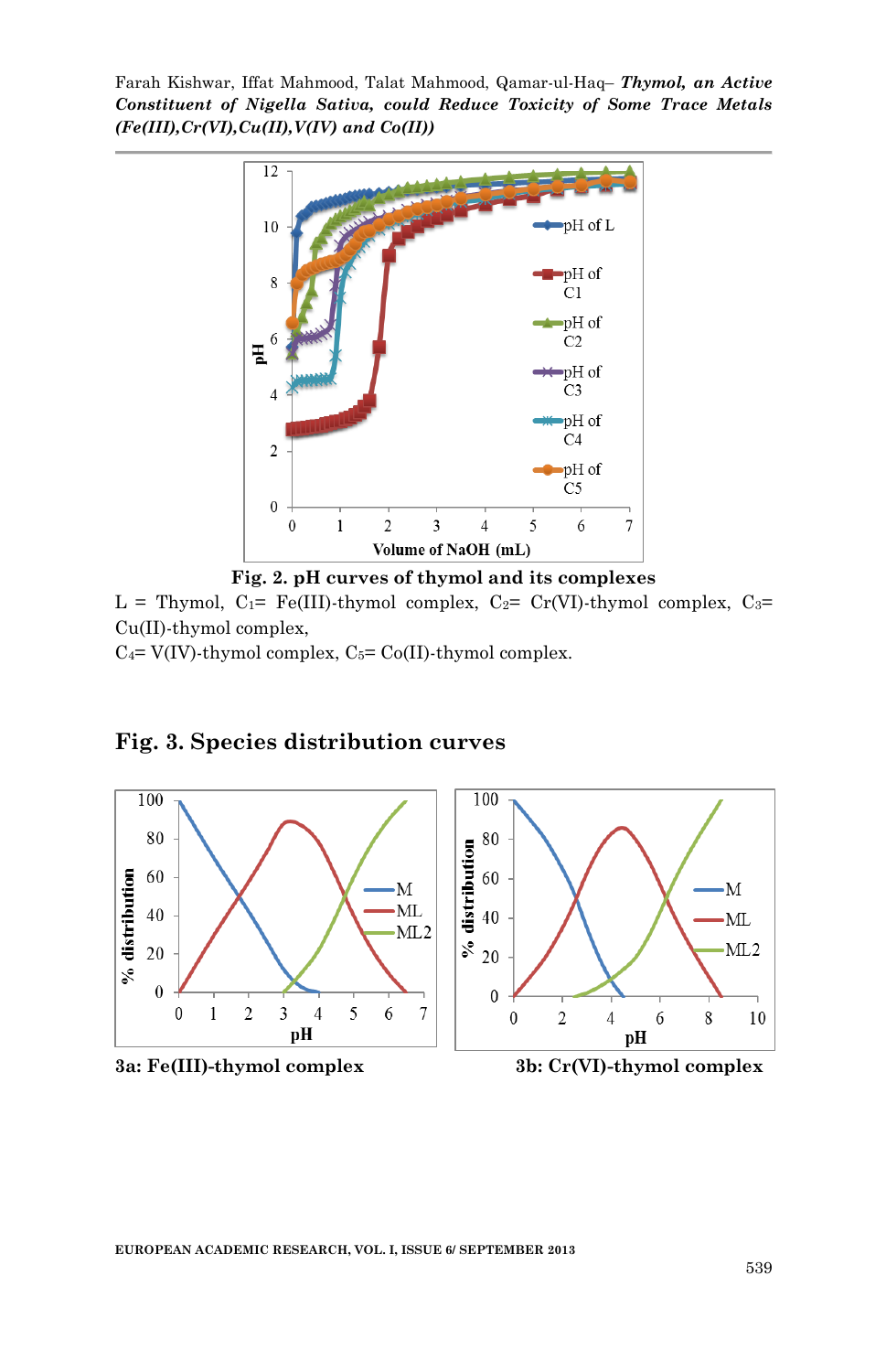**Fig. 2. pH curves of thymol and its complexes**

L = Thymol, $C_1$= Fe(III)-thymol complex, $C_2$= Cr(VI)-thymol complex, $C_3$= Cu(II)-thymol complex,
$C_4$= V(IV)-thymol complex, $C_5$= Co(II)-thymol complex.

## Fig. 3. Species distribution curves

**3a: Fe(III)-thymol complex**

**3b: Cr(VI)-thymol complex**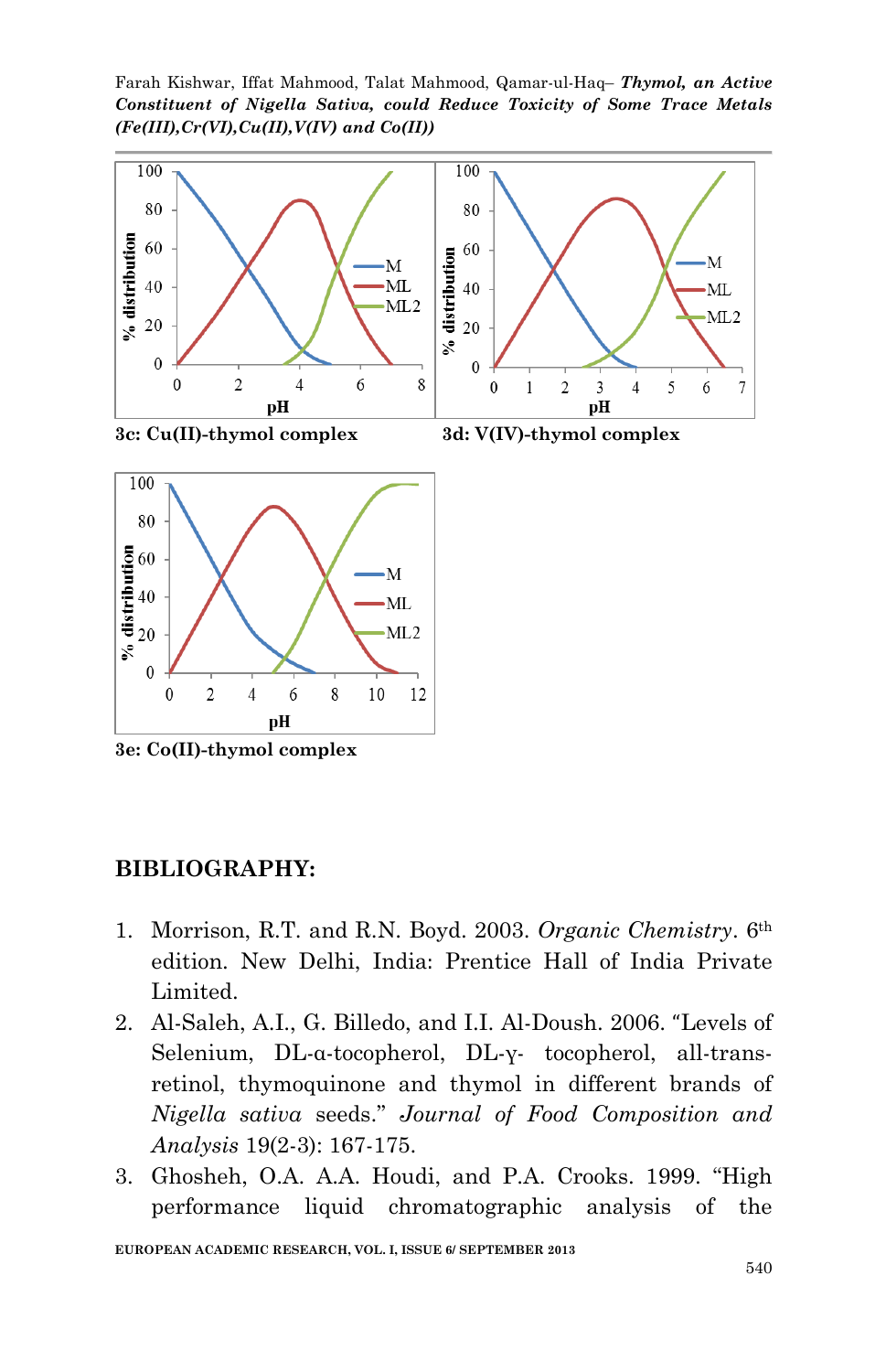3c: Cu(II)-thymol complex

3d: V(IV)-thymol complex

3e: Co(II)-thymol complex

## BIBLIOGRAPHY:

1. Morrison, R.T. and R.N. Boyd. 2003. *Organic Chemistry*. 6th edition. New Delhi, India: Prentice Hall of India Private Limited.
2. Al-Saleh, A.I., G. Billedo, and I.I. Al-Doush. 2006. "Levels of Selenium, DL-α-tocopherol, DL-γ- tocopherol, all-trans-retinol, thymoquinone and thymol in different brands of *Nigella sativa* seeds." *Journal of Food Composition and Analysis* 19(2-3): 167-175.
3. Ghosheh, O.A. A.A. Houdi, and P.A. Crooks. 1999. "High performance liquid chromatographic analysis of the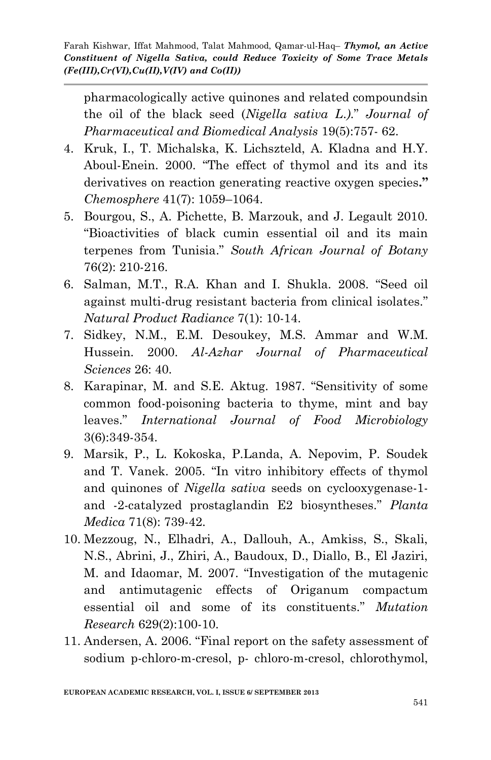pharmacologically active quinones and related compoundsin the oil of the black seed (*Nigella sativa L.).*" *Journal of Pharmaceutical and Biomedical Analysis* 19(5):757- 62.

4. Kruk, I., T. Michalska, K. Lichszteld, A. Kladna and H.Y. Aboul-Enein. 2000. "The effect of thymol and its and its derivatives on reaction generating reactive oxygen species**."** *Chemosphere* 41(7): 1059–1064.
5. Bourgou, S., A. Pichette, B. Marzouk, and J. Legault 2010. "Bioactivities of black cumin essential oil and its main terpenes from Tunisia." *South African Journal of Botany* 76(2): 210-216.
6. Salman, M.T., R.A. Khan and I. Shukla. 2008. "Seed oil against multi-drug resistant bacteria from clinical isolates." *Natural Product Radiance* 7(1): 10-14.
7. Sidkey, N.M., E.M. Desoukey, M.S. Ammar and W.M. Hussein. 2000. *Al-Azhar Journal of Pharmaceutical Sciences* 26: 40.
8. Karapinar, M. and S.E. Aktug. 1987. "Sensitivity of some common food-poisoning bacteria to thyme, mint and bay leaves." *International Journal of Food Microbiology* 3(6):349-354.
9. Marsik, P., L. Kokoska, P.Landa, A. Nepovim, P. Soudek and T. Vanek. 2005. "In vitro inhibitory effects of thymol and quinones of *Nigella sativa* seeds on cyclooxygenase-1- and -2-catalyzed prostaglandin E2 biosyntheses." *Planta Medica* 71(8): 739-42.
10. Mezzoug, N., Elhadri, A., Dallouh, A., Amkiss, S., Skali, N.S., Abrini, J., Zhiri, A., Baudoux, D., Diallo, B., El Jaziri, M. and Idaomar, M. 2007. "Investigation of the mutagenic and antimutagenic effects of Origanum compactum essential oil and some of its constituents." *Mutation Research* 629(2):100-10.
11. Andersen, A. 2006. "Final report on the safety assessment of sodium p-chloro-m-cresol, p- chloro-m-cresol, chlorothymol,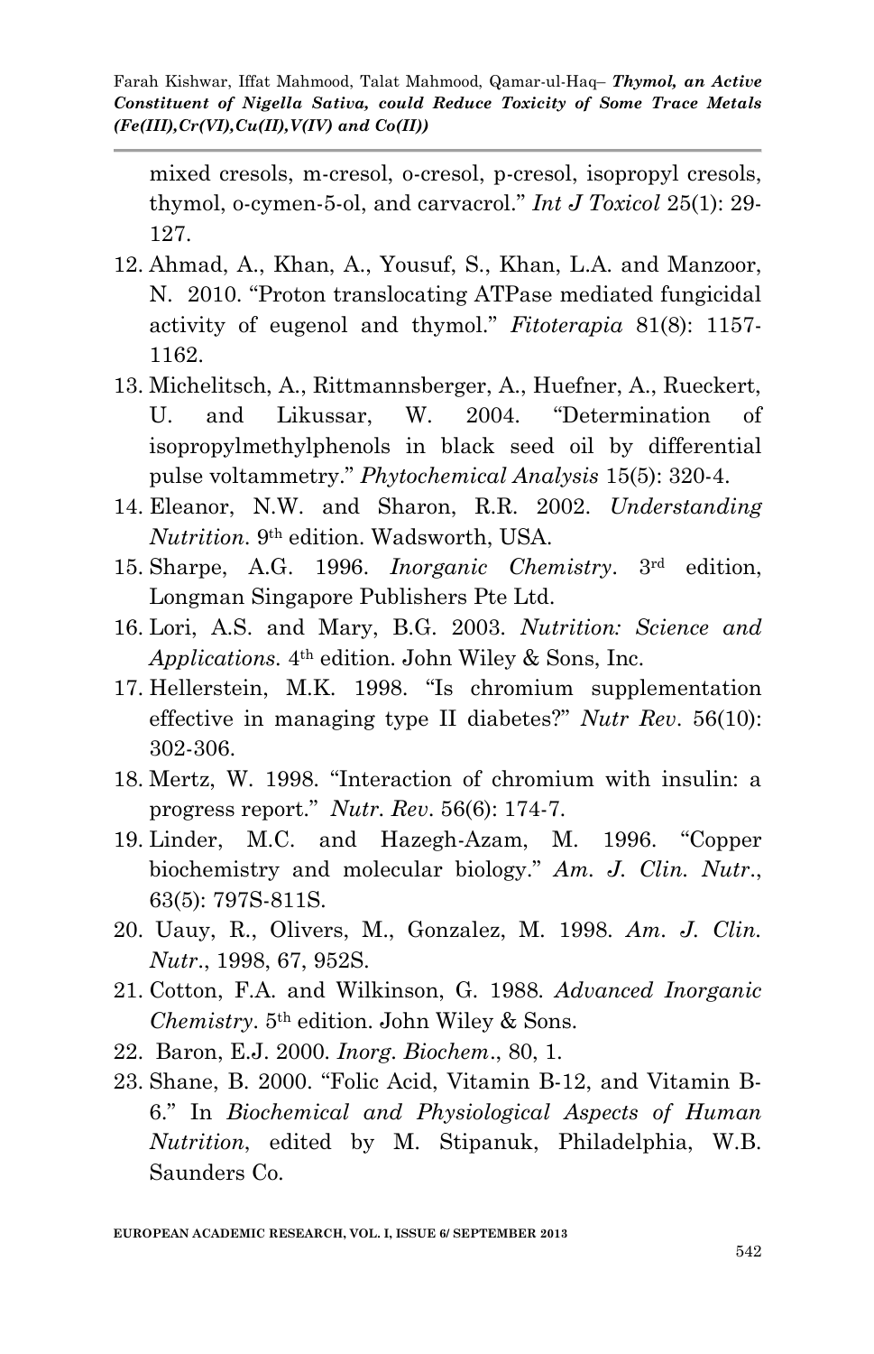mixed cresols, m-cresol, o-cresol, p-cresol, isopropyl cresols, thymol, o-cymen-5-ol, and carvacrol." *Int J Toxicol* 25(1): 29-127.

12. Ahmad, A., Khan, A., Yousuf, S., Khan, L.A. and Manzoor, N. 2010. "Proton translocating ATPase mediated fungicidal activity of eugenol and thymol." *Fitoterapia* 81(8): 1157-1162.
13. Michelitsch, A., Rittmannsberger, A., Huefner, A., Rueckert, U. and Likussar, W. 2004. "Determination of isopropylmethylphenols in black seed oil by differential pulse voltammetry." *Phytochemical Analysis* 15(5): 320-4.
14. Eleanor, N.W. and Sharon, R.R. 2002. *Understanding Nutrition.* 9th edition. Wadsworth, USA.
15. Sharpe, A.G. 1996. *Inorganic Chemistry*. 3rd edition, Longman Singapore Publishers Pte Ltd.
16. Lori, A.S. and Mary, B.G. 2003. *Nutrition: Science and Applications.* 4th edition. John Wiley & Sons, Inc.
17. Hellerstein, M.K. 1998. "Is chromium supplementation effective in managing type II diabetes?" *Nutr Rev*. 56(10): 302-306.
18. Mertz, W. 1998. "Interaction of chromium with insulin: a progress report." *Nutr. Rev*. 56(6): 174-7.
19. Linder, M.C. and Hazegh-Azam, M. 1996. "Copper biochemistry and molecular biology." *Am. J. Clin. Nutr*., 63(5): 797S-811S.
20. Uauy, R., Olivers, M., Gonzalez, M. 1998. *Am. J. Clin. Nutr*., 1998, 67, 952S.
21. Cotton, F.A. and Wilkinson, G. 1988. *Advanced Inorganic Chemistry*. 5th edition. John Wiley & Sons.
22. Baron, E.J. 2000. *Inorg. Biochem*., 80, 1.
23. Shane, B. 2000. "Folic Acid, Vitamin B-12, and Vitamin B-6." In *Biochemical and Physiological Aspects of Human Nutrition*, edited by M. Stipanuk, Philadelphia, W.B. Saunders Co.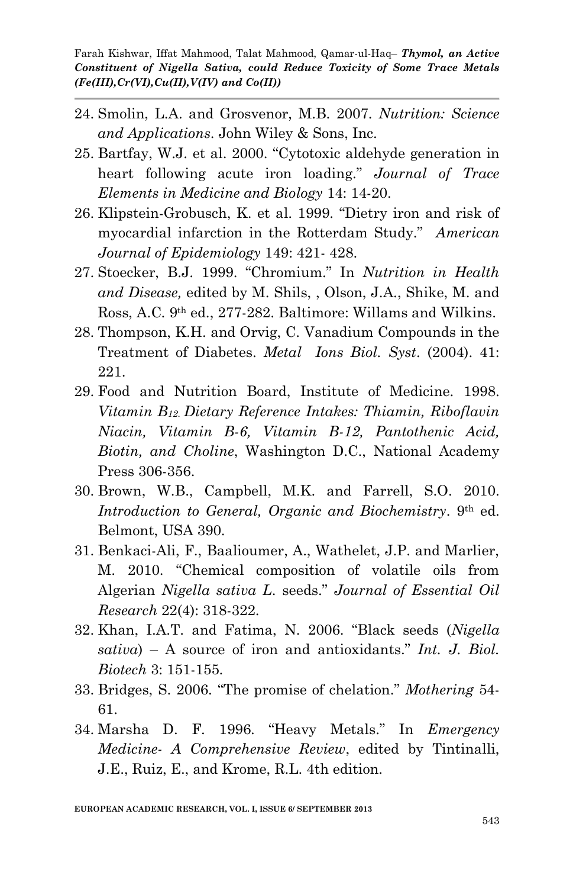24. Smolin, L.A. and Grosvenor, M.B. 2007. *Nutrition: Science and Applications*. John Wiley & Sons, Inc.
25. Bartfay, W.J. et al. 2000. "Cytotoxic aldehyde generation in heart following acute iron loading." *Journal of Trace Elements in Medicine and Biology* 14: 14-20.
26. Klipstein-Grobusch, K. et al. 1999. "Dietry iron and risk of myocardial infarction in the Rotterdam Study." *American Journal of Epidemiology* 149: 421- 428.
27. Stoecker, B.J. 1999. "Chromium." In *Nutrition in Health and Disease,* edited by M. Shils, , Olson, J.A., Shike, M. and Ross, A.C. 9th ed., 277-282. Baltimore: Willams and Wilkins.
28. Thompson, K.H. and Orvig, C. Vanadium Compounds in the Treatment of Diabetes. *Metal Ions Biol. Syst*. (2004). 41: 221.
29. Food and Nutrition Board, Institute of Medicine. 1998. *Vitamin $B_{12.}$ Dietary Reference Intakes: Thiamin, Riboflavin Niacin, Vitamin B-6, Vitamin B-12, Pantothenic Acid, Biotin, and Choline*, Washington D.C., National Academy Press 306-356.
30. Brown, W.B., Campbell, M.K. and Farrell, S.O. 2010. *Introduction to General, Organic and Biochemistry*. 9th ed. Belmont, USA 390.
31. Benkaci-Ali, F., Baalioumer, A., Wathelet, J.P. and Marlier, M. 2010. "Chemical composition of volatile oils from Algerian *Nigella sativa L.* seeds." *Journal of Essential Oil Research* 22(4): 318-322.
32. Khan, I.A.T. and Fatima, N. 2006. "Black seeds (*Nigella sativa*) – A source of iron and antioxidants." *Int. J. Biol. Biotech* 3: 151-155.
33. Bridges, S. 2006. "The promise of chelation." *Mothering* 54-61.
34. Marsha D. F. 1996. "Heavy Metals." In *Emergency Medicine- A Comprehensive Review*, edited by Tintinalli, J.E., Ruiz, E., and Krome, R.L. 4th edition.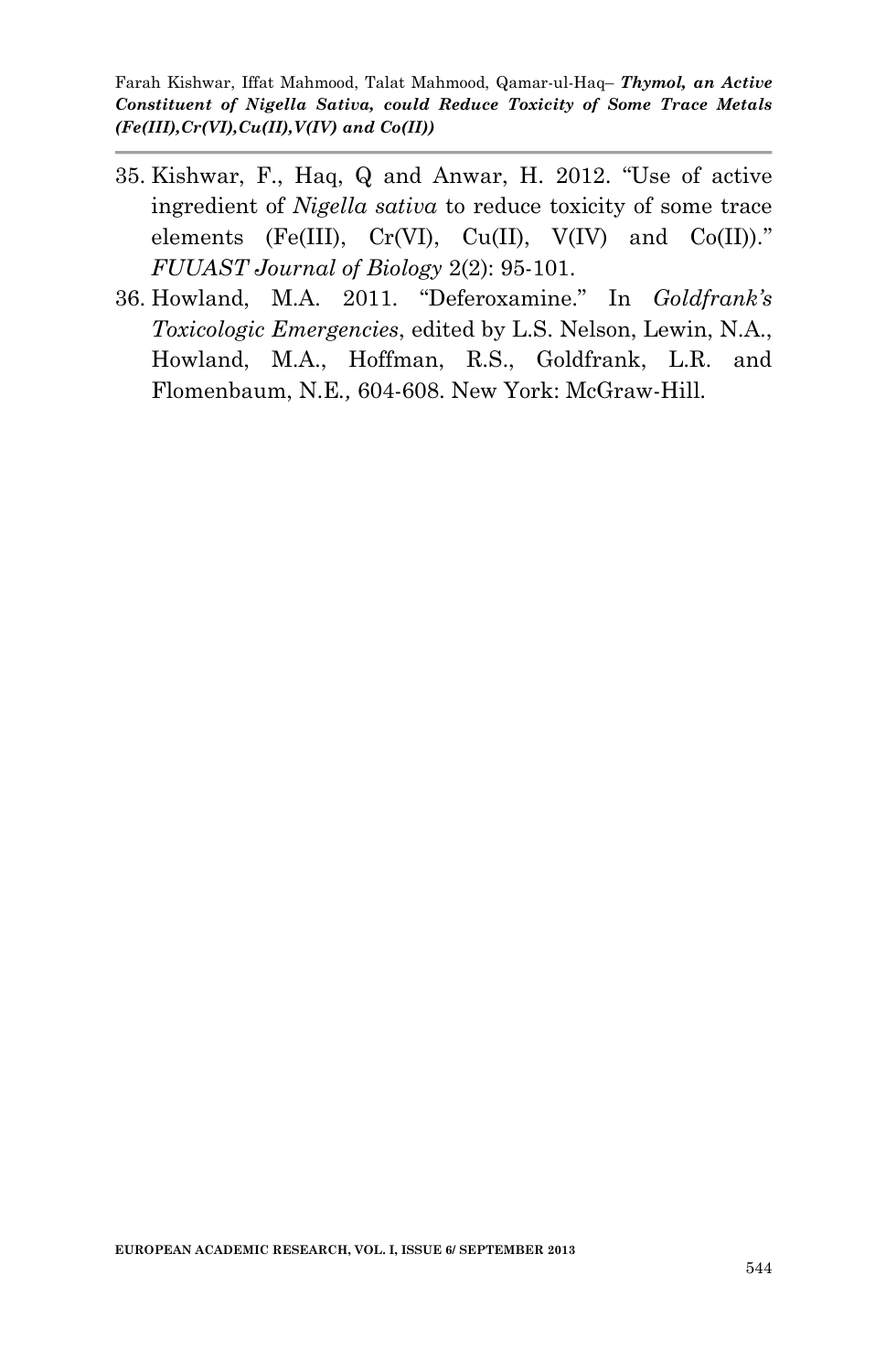35. Kishwar, F., Haq, Q and Anwar, H. 2012. "Use of active ingredient of *Nigella sativa* to reduce toxicity of some trace elements (Fe(III), Cr(VI), Cu(II), V(IV) and Co(II))." *FUUAST Journal of Biology* 2(2): 95-101.
36. Howland, M.A. 2011. "Deferoxamine." In *Goldfrank's Toxicologic Emergencies*, edited by L.S. Nelson, Lewin, N.A., Howland, M.A., Hoffman, R.S., Goldfrank, L.R. and Flomenbaum, N.E., 604-608. New York: McGraw-Hill.